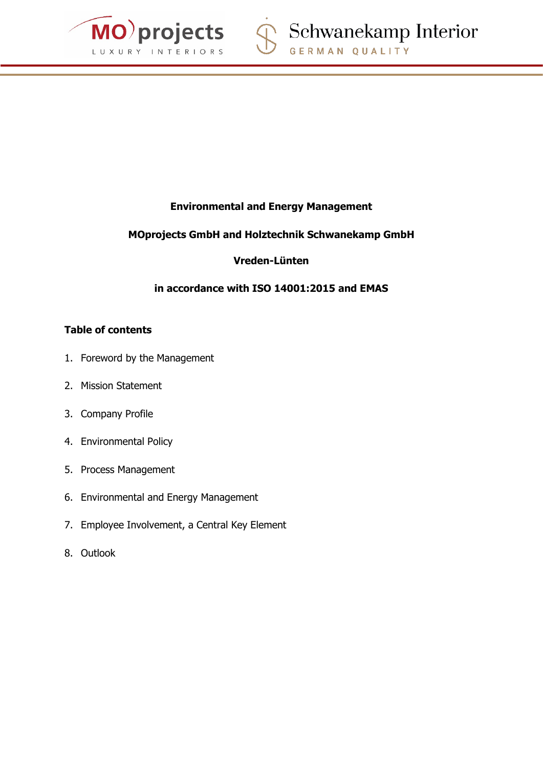**Environmental and Energy Management**

**MOprojects GmbH and Holztechnik Schwanekamp GmbH**

**Vreden-Lünten**

**in accordance with ISO 14001:2015 and EMAS**

## Table of contents

1. Foreword by the Management
2. Mission Statement
3. Company Profile
4. Environmental Policy
5. Process Management
6. Environmental and Energy Management
7. Employee Involvement, a Central Key Element
8. Outlook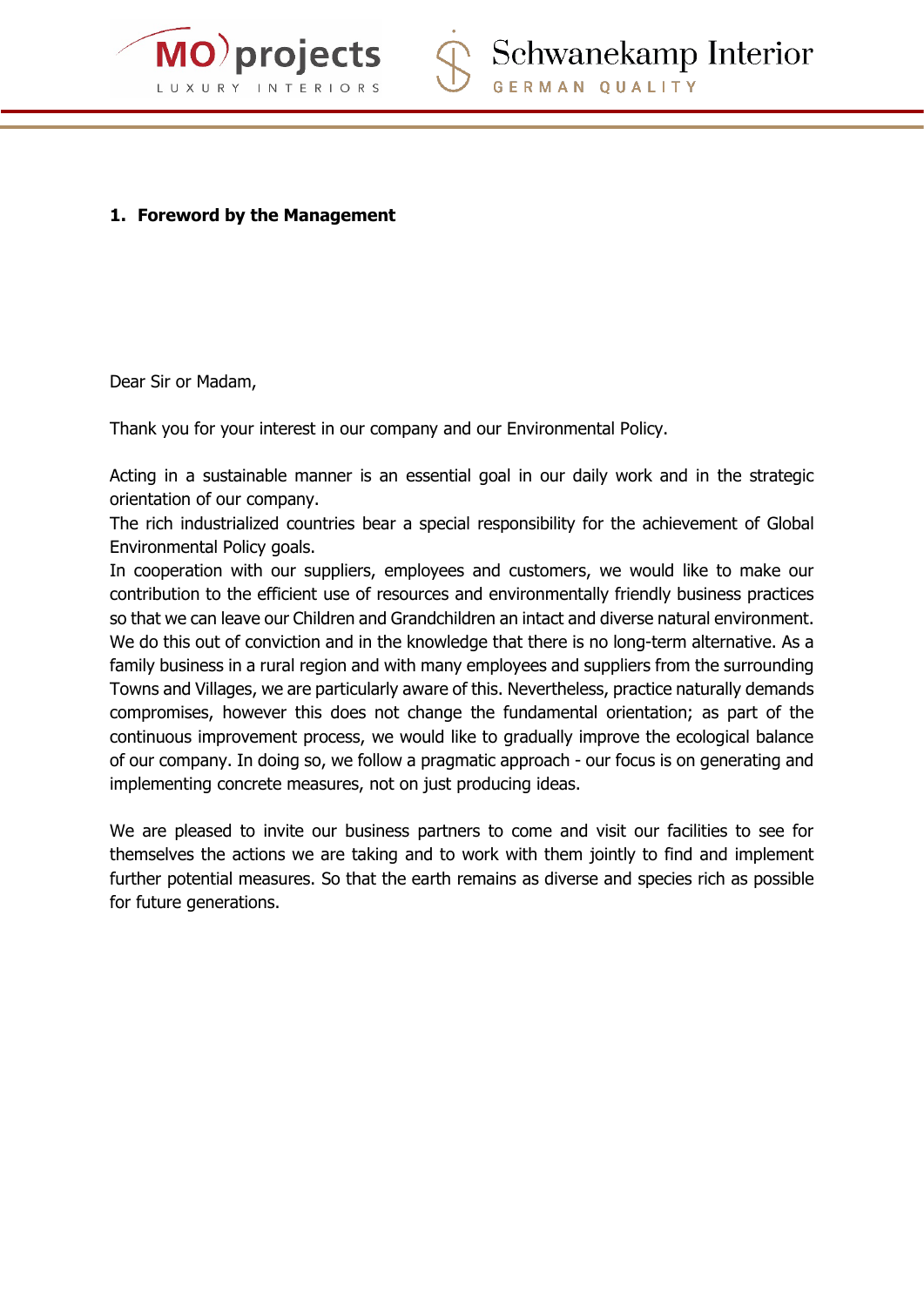## 1. Foreword by the Management

Dear Sir or Madam,

Thank you for your interest in our company and our Environmental Policy.

Acting in a sustainable manner is an essential goal in our daily work and in the strategic orientation of our company.
The rich industrialized countries bear a special responsibility for the achievement of Global Environmental Policy goals.
In cooperation with our suppliers, employees and customers, we would like to make our contribution to the efficient use of resources and environmentally friendly business practices so that we can leave our Children and Grandchildren an intact and diverse natural environment. We do this out of conviction and in the knowledge that there is no long-term alternative. As a family business in a rural region and with many employees and suppliers from the surrounding Towns and Villages, we are particularly aware of this. Nevertheless, practice naturally demands compromises, however this does not change the fundamental orientation; as part of the continuous improvement process, we would like to gradually improve the ecological balance of our company. In doing so, we follow a pragmatic approach - our focus is on generating and implementing concrete measures, not on just producing ideas.

We are pleased to invite our business partners to come and visit our facilities to see for themselves the actions we are taking and to work with them jointly to find and implement further potential measures. So that the earth remains as diverse and species rich as possible for future generations.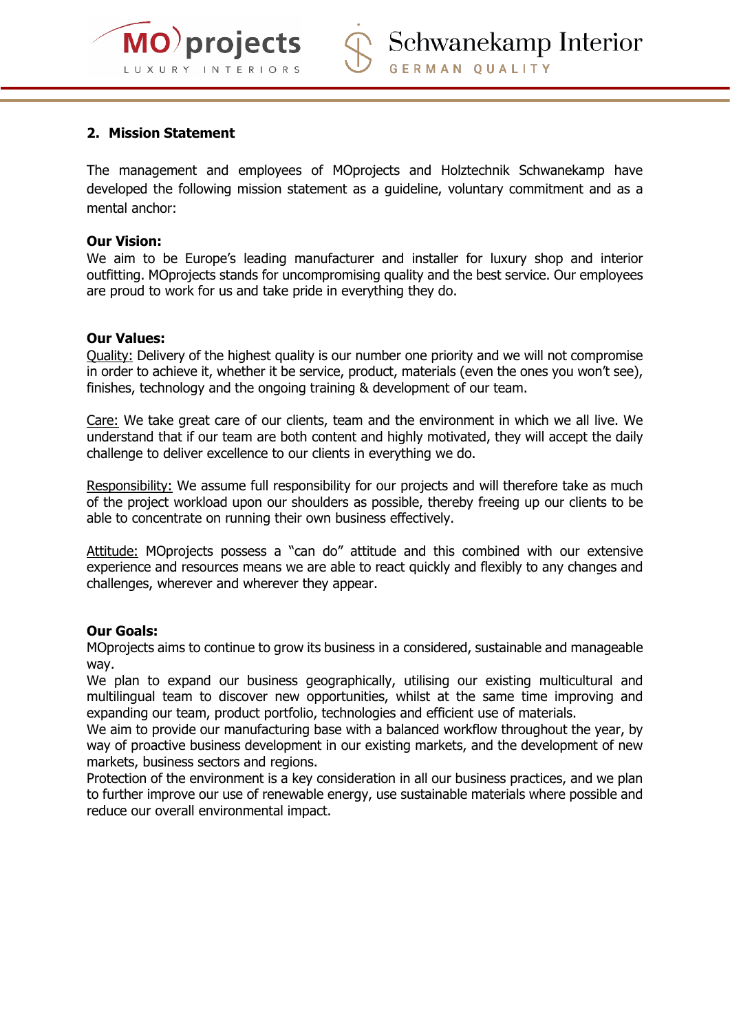## 2. Mission Statement

The management and employees of MOprojects and Holztechnik Schwanekamp have developed the following mission statement as a guideline, voluntary commitment and as a mental anchor:

**Our Vision:**
We aim to be Europe's leading manufacturer and installer for luxury shop and interior outfitting. MOprojects stands for uncompromising quality and the best service. Our employees are proud to work for us and take pride in everything they do.

**Our Values:**
Quality: Delivery of the highest quality is our number one priority and we will not compromise in order to achieve it, whether it be service, product, materials (even the ones you won't see), finishes, technology and the ongoing training & development of our team.

Care: We take great care of our clients, team and the environment in which we all live. We understand that if our team are both content and highly motivated, they will accept the daily challenge to deliver excellence to our clients in everything we do.

Responsibility: We assume full responsibility for our projects and will therefore take as much of the project workload upon our shoulders as possible, thereby freeing up our clients to be able to concentrate on running their own business effectively.

Attitude: MOprojects possess a "can do" attitude and this combined with our extensive experience and resources means we are able to react quickly and flexibly to any changes and challenges, wherever and wherever they appear.

**Our Goals:**
MOprojects aims to continue to grow its business in a considered, sustainable and manageable way.
We plan to expand our business geographically, utilising our existing multicultural and multilingual team to discover new opportunities, whilst at the same time improving and expanding our team, product portfolio, technologies and efficient use of materials.
We aim to provide our manufacturing base with a balanced workflow throughout the year, by way of proactive business development in our existing markets, and the development of new markets, business sectors and regions.
Protection of the environment is a key consideration in all our business practices, and we plan to further improve our use of renewable energy, use sustainable materials where possible and reduce our overall environmental impact.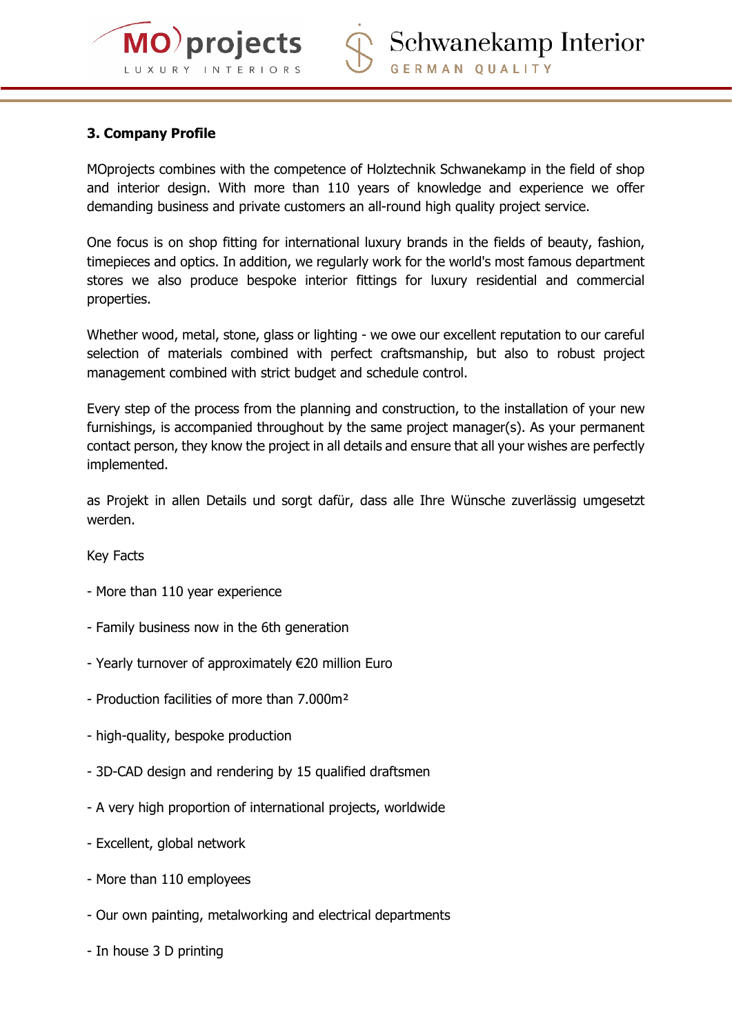### 3. Company Profile

MOprojects combines with the competence of Holztechnik Schwanekamp in the field of shop and interior design. With more than 110 years of knowledge and experience we offer demanding business and private customers an all-round high quality project service.

One focus is on shop fitting for international luxury brands in the fields of beauty, fashion, timepieces and optics. In addition, we regularly work for the world's most famous department stores we also produce bespoke interior fittings for luxury residential and commercial properties.

Whether wood, metal, stone, glass or lighting - we owe our excellent reputation to our careful selection of materials combined with perfect craftsmanship, but also to robust project management combined with strict budget and schedule control.

Every step of the process from the planning and construction, to the installation of your new furnishings, is accompanied throughout by the same project manager(s). As your permanent contact person, they know the project in all details and ensure that all your wishes are perfectly implemented.

as Projekt in allen Details und sorgt dafür, dass alle Ihre Wünsche zuverlässig umgesetzt werden.

Key Facts

- More than 110 year experience
- Family business now in the 6th generation
- Yearly turnover of approximately €20 million Euro
- Production facilities of more than 7.000m²
- high-quality, bespoke production
- 3D-CAD design and rendering by 15 qualified draftsmen
- A very high proportion of international projects, worldwide
- Excellent, global network
- More than 110 employees
- Our own painting, metalworking and electrical departments
- In house 3 D printing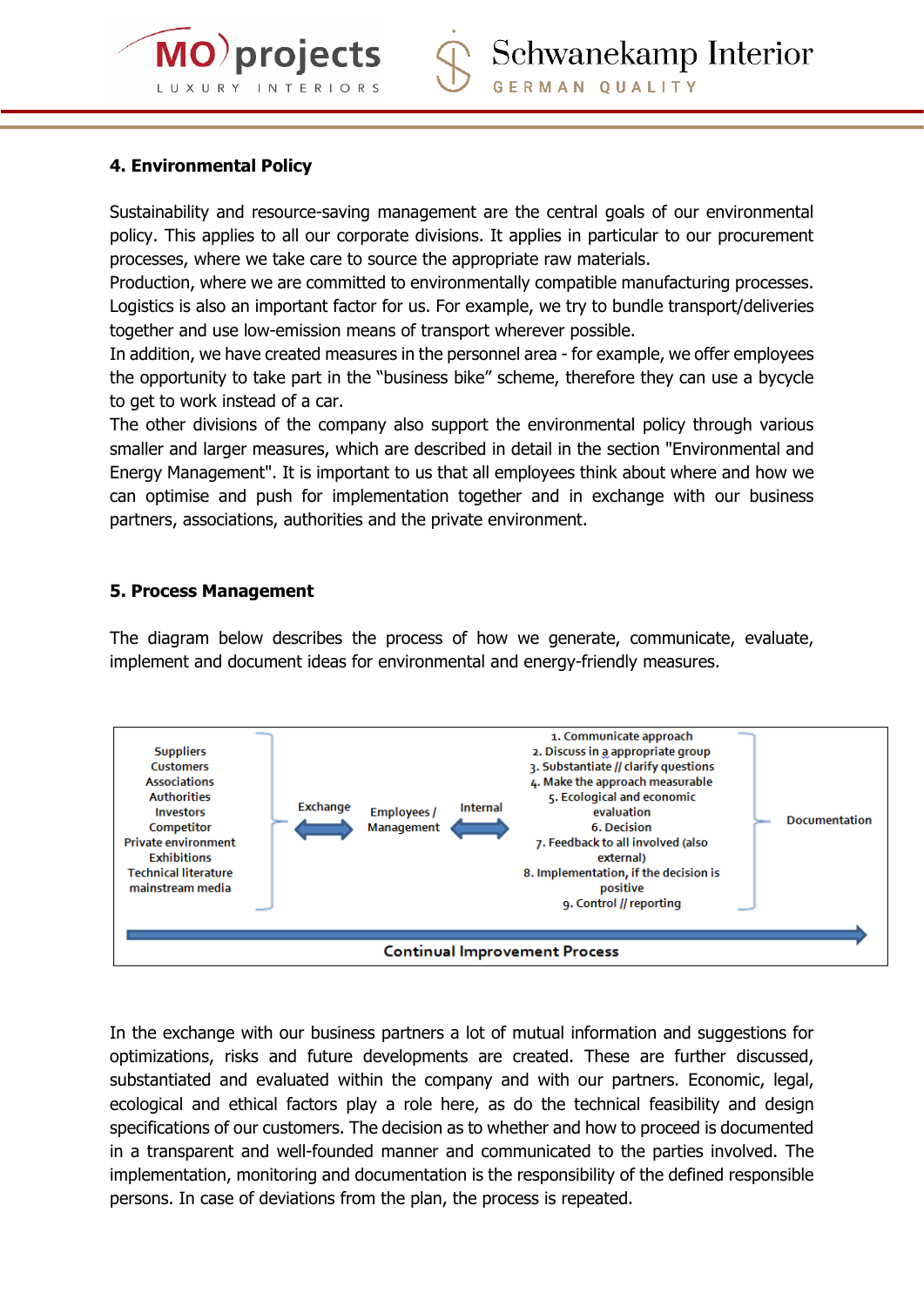## 4. Environmental Policy

Sustainability and resource-saving management are the central goals of our environmental policy. This applies to all our corporate divisions. It applies in particular to our procurement processes, where we take care to source the appropriate raw materials.
Production, where we are committed to environmentally compatible manufacturing processes. Logistics is also an important factor for us. For example, we try to bundle transport/deliveries together and use low-emission means of transport wherever possible.
In addition, we have created measures in the personnel area - for example, we offer employees the opportunity to take part in the "business bike" scheme, therefore they can use a bycycle to get to work instead of a car.
The other divisions of the company also support the environmental policy through various smaller and larger measures, which are described in detail in the section "Environmental and Energy Management". It is important to us that all employees think about where and how we can optimise and push for implementation together and in exchange with our business partners, associations, authorities and the private environment.

## 5. Process Management

The diagram below describes the process of how we generate, communicate, evaluate, implement and document ideas for environmental and energy-friendly measures.

Suppliers
Customers
Associations
Authorities
Investors
Competitor
Private environment
Exhibitions
Technical literature
mainstream media

Exchange ⟷ Employees / Management ⟷ Internal

1. Communicate approach
2. Discuss in a appropriate group
3. Substantiate // clarify questions
4. Make the approach measurable
5. Ecological and economic evaluation
6. Decision
7. Feedback to all involved (also external)
8. Implementation, if the decision is positive
9. Control // reporting

Documentation

Continual Improvement Process

In the exchange with our business partners a lot of mutual information and suggestions for optimizations, risks and future developments are created. These are further discussed, substantiated and evaluated within the company and with our partners. Economic, legal, ecological and ethical factors play a role here, as do the technical feasibility and design specifications of our customers. The decision as to whether and how to proceed is documented in a transparent and well-founded manner and communicated to the parties involved. The implementation, monitoring and documentation is the responsibility of the defined responsible persons. In case of deviations from the plan, the process is repeated.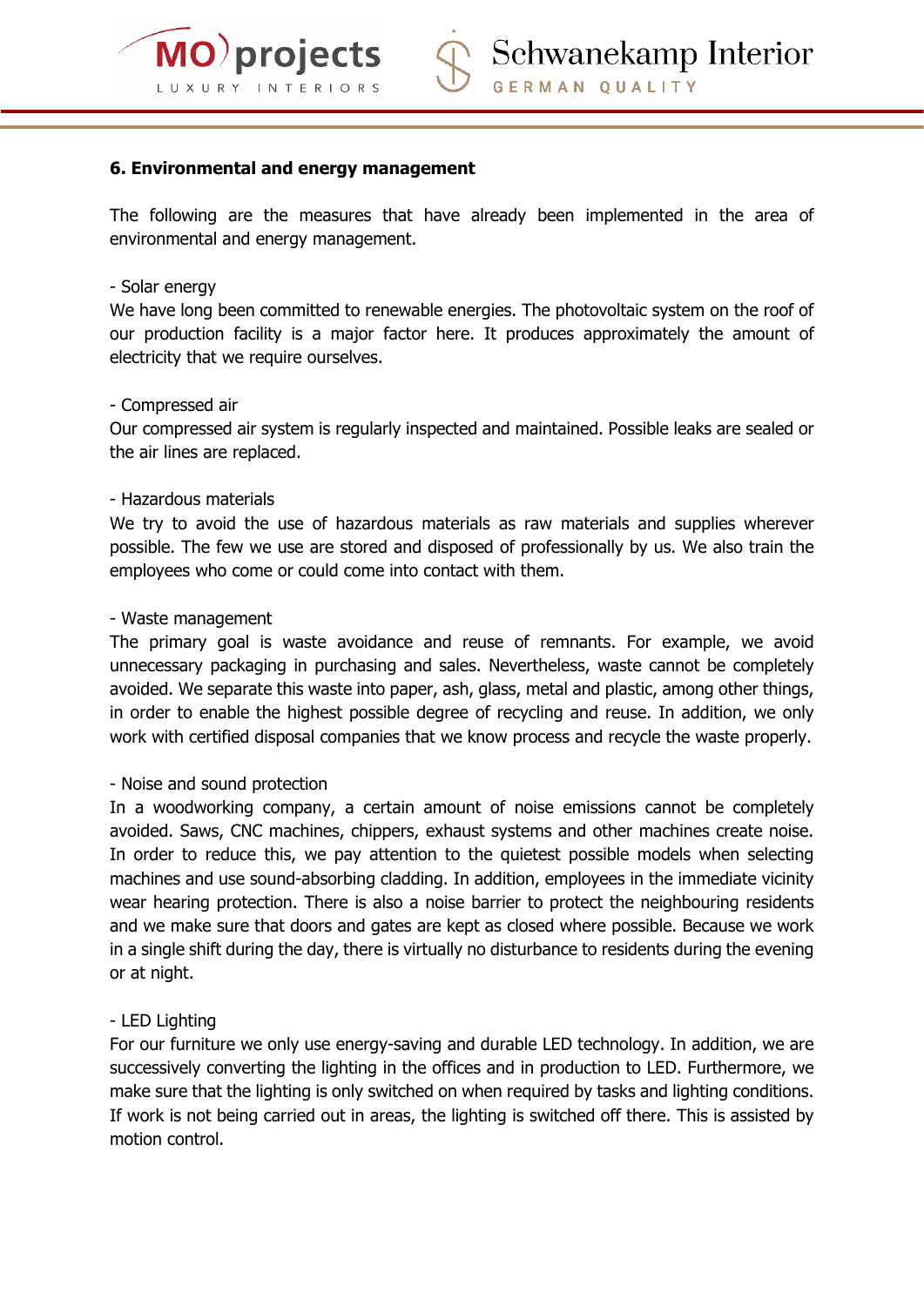**6. Environmental and energy management**

The following are the measures that have already been implemented in the area of environmental and energy management.

- Solar energy
We have long been committed to renewable energies. The photovoltaic system on the roof of our production facility is a major factor here. It produces approximately the amount of electricity that we require ourselves.

- Compressed air
Our compressed air system is regularly inspected and maintained. Possible leaks are sealed or the air lines are replaced.

- Hazardous materials
We try to avoid the use of hazardous materials as raw materials and supplies wherever possible. The few we use are stored and disposed of professionally by us. We also train the employees who come or could come into contact with them.

- Waste management
The primary goal is waste avoidance and reuse of remnants. For example, we avoid unnecessary packaging in purchasing and sales. Nevertheless, waste cannot be completely avoided. We separate this waste into paper, ash, glass, metal and plastic, among other things, in order to enable the highest possible degree of recycling and reuse. In addition, we only work with certified disposal companies that we know process and recycle the waste properly.

- Noise and sound protection
In a woodworking company, a certain amount of noise emissions cannot be completely avoided. Saws, CNC machines, chippers, exhaust systems and other machines create noise. In order to reduce this, we pay attention to the quietest possible models when selecting machines and use sound-absorbing cladding. In addition, employees in the immediate vicinity wear hearing protection. There is also a noise barrier to protect the neighbouring residents and we make sure that doors and gates are kept as closed where possible. Because we work in a single shift during the day, there is virtually no disturbance to residents during the evening or at night.

- LED Lighting
For our furniture we only use energy-saving and durable LED technology. In addition, we are successively converting the lighting in the offices and in production to LED. Furthermore, we make sure that the lighting is only switched on when required by tasks and lighting conditions. If work is not being carried out in areas, the lighting is switched off there. This is assisted by motion control.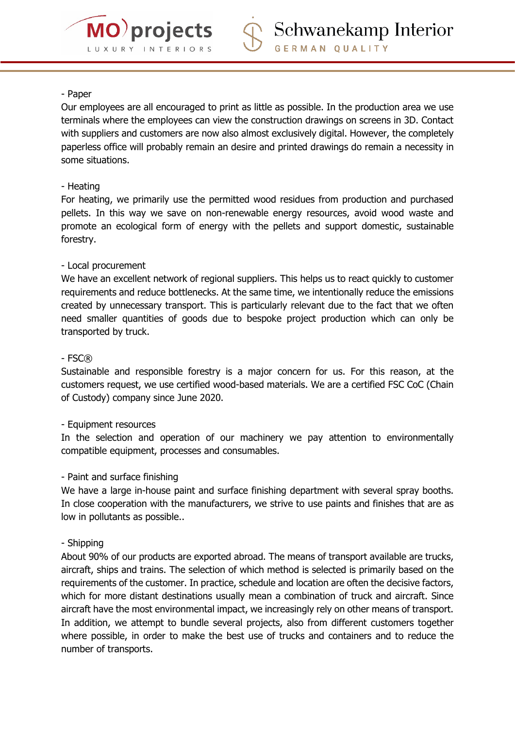- Paper

Our employees are all encouraged to print as little as possible. In the production area we use terminals where the employees can view the construction drawings on screens in 3D. Contact with suppliers and customers are now also almost exclusively digital. However, the completely paperless office will probably remain an desire and printed drawings do remain a necessity in some situations.

- Heating

For heating, we primarily use the permitted wood residues from production and purchased pellets. In this way we save on non-renewable energy resources, avoid wood waste and promote an ecological form of energy with the pellets and support domestic, sustainable forestry.

- Local procurement

We have an excellent network of regional suppliers. This helps us to react quickly to customer requirements and reduce bottlenecks. At the same time, we intentionally reduce the emissions created by unnecessary transport. This is particularly relevant due to the fact that we often need smaller quantities of goods due to bespoke project production which can only be transported by truck.

- FSC®

Sustainable and responsible forestry is a major concern for us. For this reason, at the customers request, we use certified wood-based materials. We are a certified FSC CoC (Chain of Custody) company since June 2020.

- Equipment resources

In the selection and operation of our machinery we pay attention to environmentally compatible equipment, processes and consumables.

- Paint and surface finishing

We have a large in-house paint and surface finishing department with several spray booths. In close cooperation with the manufacturers, we strive to use paints and finishes that are as low in pollutants as possible..

- Shipping

About 90% of our products are exported abroad. The means of transport available are trucks, aircraft, ships and trains. The selection of which method is selected is primarily based on the requirements of the customer. In practice, schedule and location are often the decisive factors, which for more distant destinations usually mean a combination of truck and aircraft. Since aircraft have the most environmental impact, we increasingly rely on other means of transport. In addition, we attempt to bundle several projects, also from different customers together where possible, in order to make the best use of trucks and containers and to reduce the number of transports.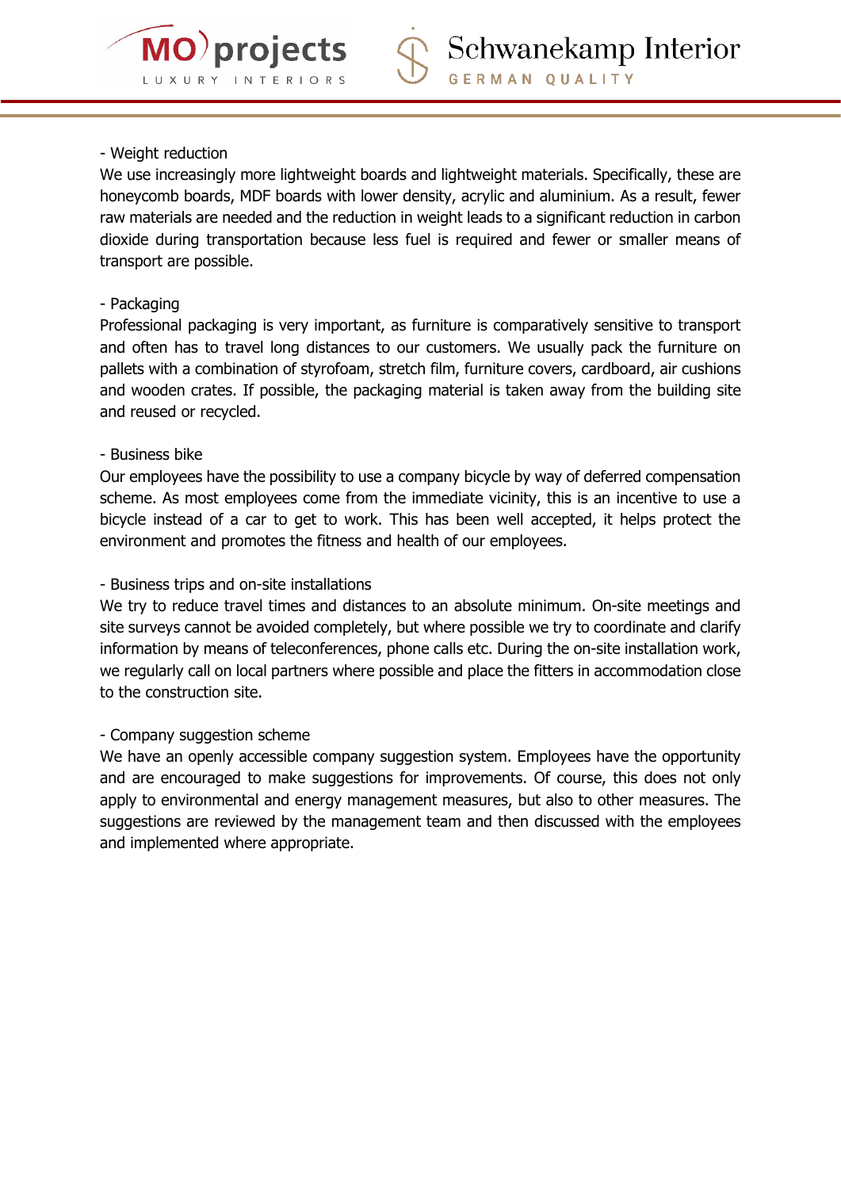- Weight reduction

We use increasingly more lightweight boards and lightweight materials. Specifically, these are honeycomb boards, MDF boards with lower density, acrylic and aluminium. As a result, fewer raw materials are needed and the reduction in weight leads to a significant reduction in carbon dioxide during transportation because less fuel is required and fewer or smaller means of transport are possible.

- Packaging

Professional packaging is very important, as furniture is comparatively sensitive to transport and often has to travel long distances to our customers. We usually pack the furniture on pallets with a combination of styrofoam, stretch film, furniture covers, cardboard, air cushions and wooden crates. If possible, the packaging material is taken away from the building site and reused or recycled.

- Business bike

Our employees have the possibility to use a company bicycle by way of deferred compensation scheme. As most employees come from the immediate vicinity, this is an incentive to use a bicycle instead of a car to get to work. This has been well accepted, it helps protect the environment and promotes the fitness and health of our employees.

- Business trips and on-site installations

We try to reduce travel times and distances to an absolute minimum. On-site meetings and site surveys cannot be avoided completely, but where possible we try to coordinate and clarify information by means of teleconferences, phone calls etc. During the on-site installation work, we regularly call on local partners where possible and place the fitters in accommodation close to the construction site.

- Company suggestion scheme

We have an openly accessible company suggestion system. Employees have the opportunity and are encouraged to make suggestions for improvements. Of course, this does not only apply to environmental and energy management measures, but also to other measures. The suggestions are reviewed by the management team and then discussed with the employees and implemented where appropriate.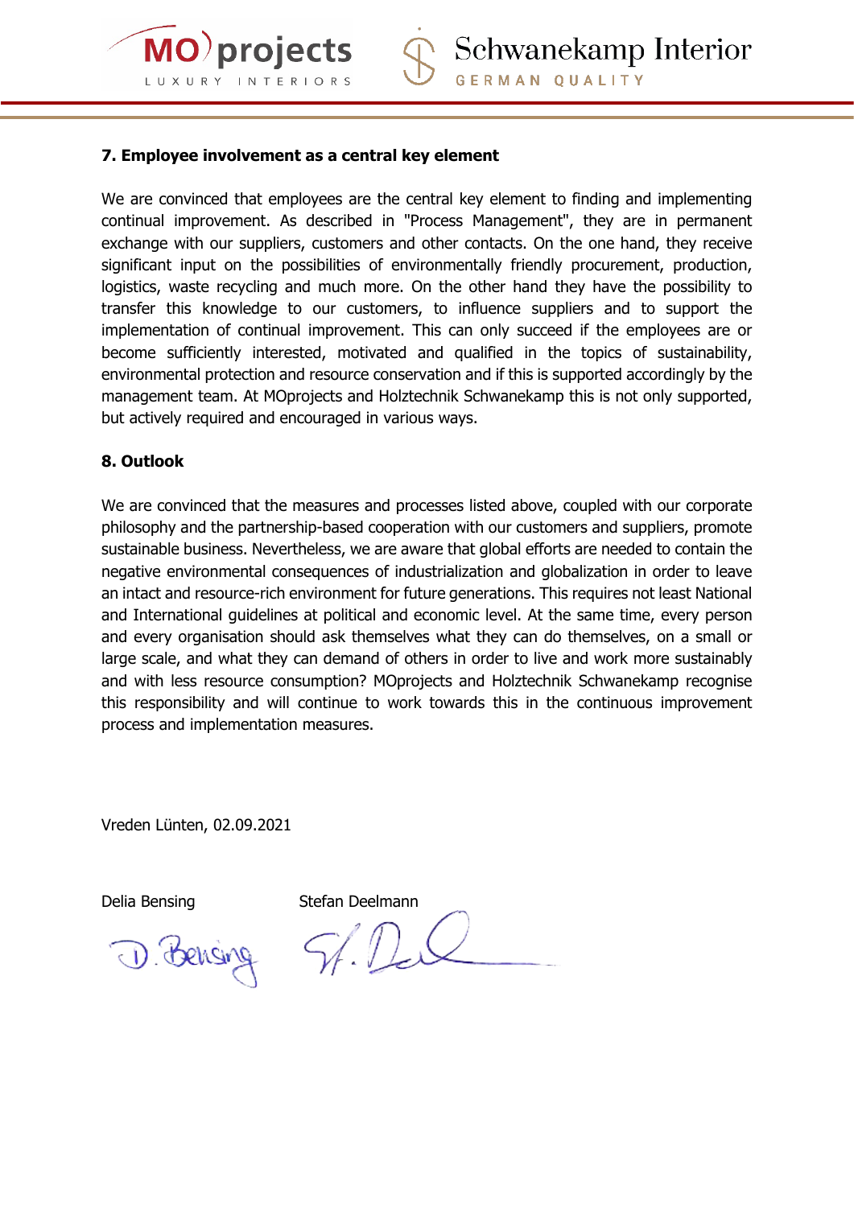## 7. Employee involvement as a central key element

We are convinced that employees are the central key element to finding and implementing continual improvement. As described in "Process Management", they are in permanent exchange with our suppliers, customers and other contacts. On the one hand, they receive significant input on the possibilities of environmentally friendly procurement, production, logistics, waste recycling and much more. On the other hand they have the possibility to transfer this knowledge to our customers, to influence suppliers and to support the implementation of continual improvement. This can only succeed if the employees are or become sufficiently interested, motivated and qualified in the topics of sustainability, environmental protection and resource conservation and if this is supported accordingly by the management team. At MOprojects and Holztechnik Schwanekamp this is not only supported, but actively required and encouraged in various ways.

## 8. Outlook

We are convinced that the measures and processes listed above, coupled with our corporate philosophy and the partnership-based cooperation with our customers and suppliers, promote sustainable business. Nevertheless, we are aware that global efforts are needed to contain the negative environmental consequences of industrialization and globalization in order to leave an intact and resource-rich environment for future generations. This requires not least National and International guidelines at political and economic level. At the same time, every person and every organisation should ask themselves what they can do themselves, on a small or large scale, and what they can demand of others in order to live and work more sustainably and with less resource consumption? MOprojects and Holztechnik Schwanekamp recognise this responsibility and will continue to work towards this in the continuous improvement process and implementation measures.

Vreden Lünten, 02.09.2021

Delia Bensing          Stefan Deelmann